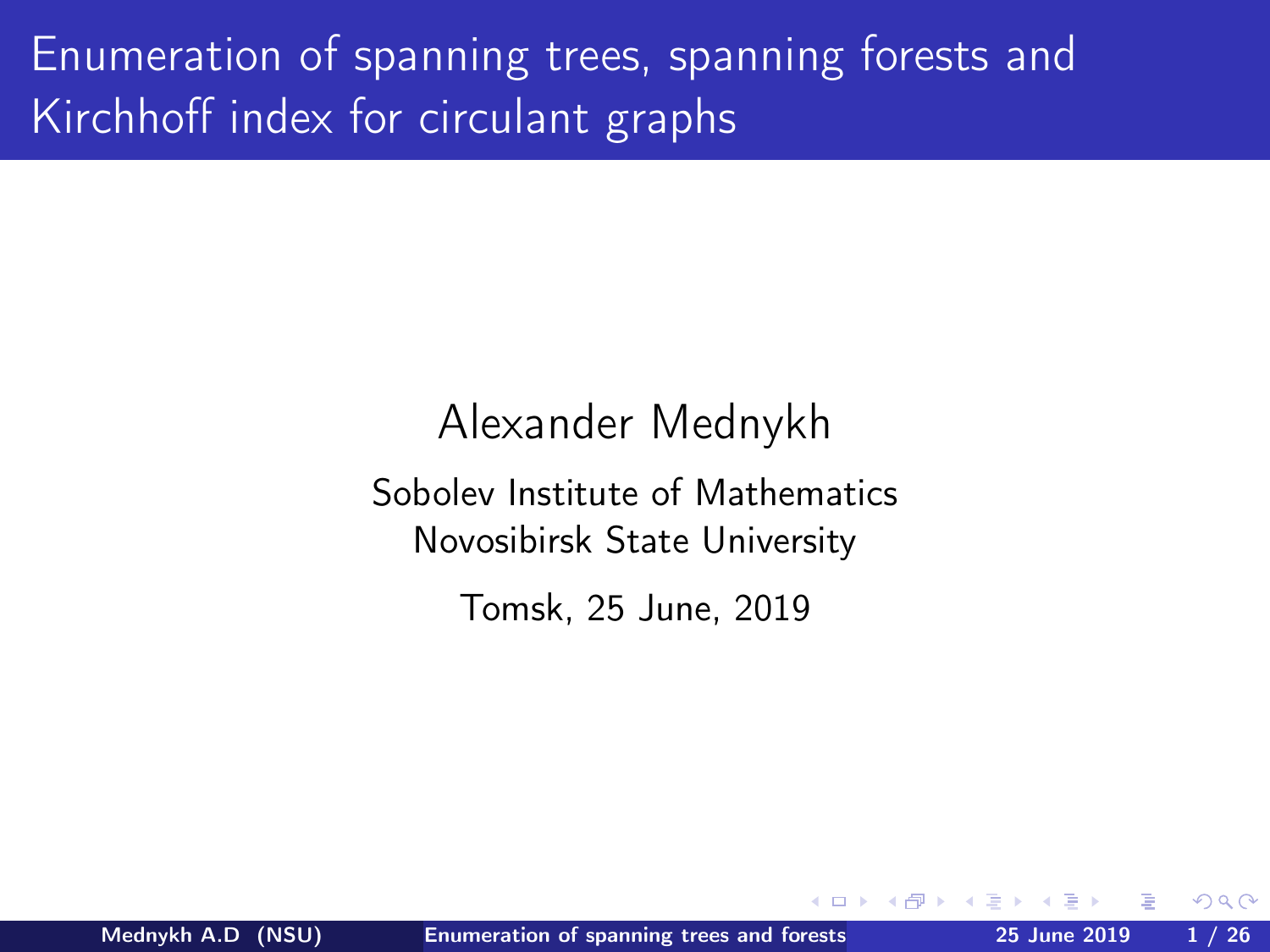# Enumeration of spanning trees, spanning forests and Kirchhoff index for circulant graphs

Alexander Mednykh

Sobolev Institute of Mathematics
Novosibirsk State University

Tomsk, 25 June, 2019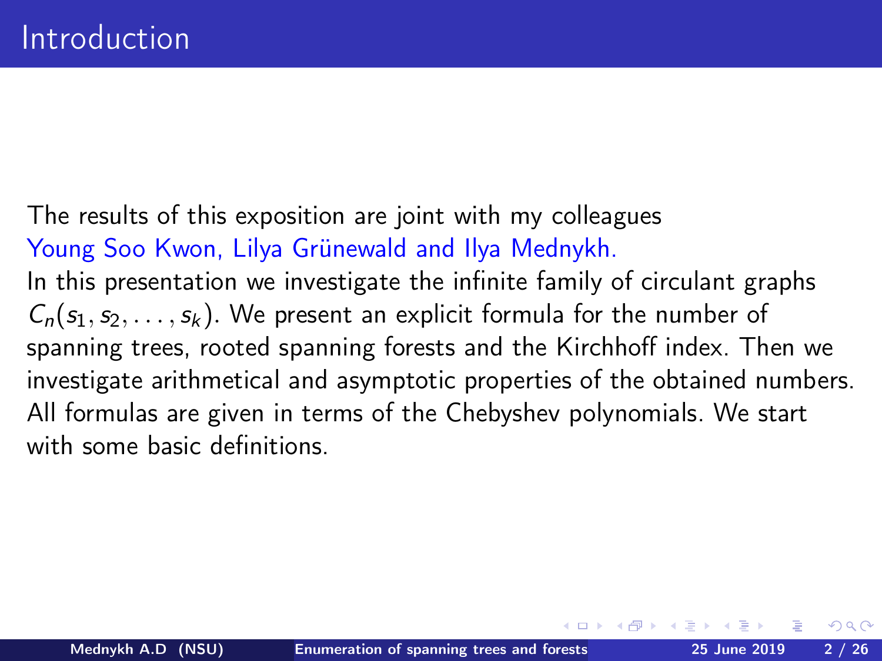# Introduction

The results of this exposition are joint with my colleagues Young Soo Kwon, Lilya Grünewald and Ilya Mednykh.
In this presentation we investigate the infinite family of circulant graphs $C_n(s_1, s_2, \ldots, s_k)$. We present an explicit formula for the number of spanning trees, rooted spanning forests and the Kirchhoff index. Then we investigate arithmetical and asymptotic properties of the obtained numbers. All formulas are given in terms of the Chebyshev polynomials. We start with some basic definitions.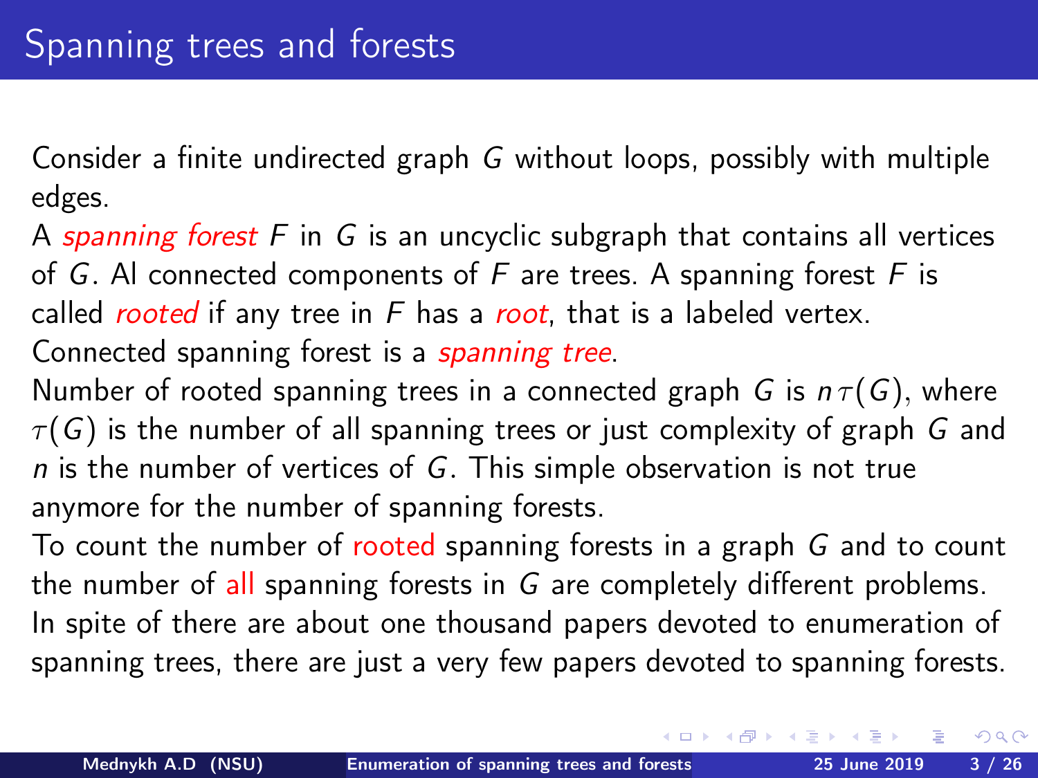# Spanning trees and forests

Consider a finite undirected graph $G$ without loops, possibly with multiple edges.

A *spanning forest* $F$ in $G$ is an uncyclic subgraph that contains all vertices of $G$. Al connected components of $F$ are trees. A spanning forest $F$ is called *rooted* if any tree in $F$ has a *root*, that is a labeled vertex.

Connected spanning forest is a *spanning tree*.

Number of rooted spanning trees in a connected graph $G$ is $n\tau(G)$, where $\tau(G)$ is the number of all spanning trees or just complexity of graph $G$ and $n$ is the number of vertices of $G$. This simple observation is not true anymore for the number of spanning forests.

To count the number of rooted spanning forests in a graph $G$ and to count the number of all spanning forests in $G$ are completely different problems.

In spite of there are about one thousand papers devoted to enumeration of spanning trees, there are just a very few papers devoted to spanning forests.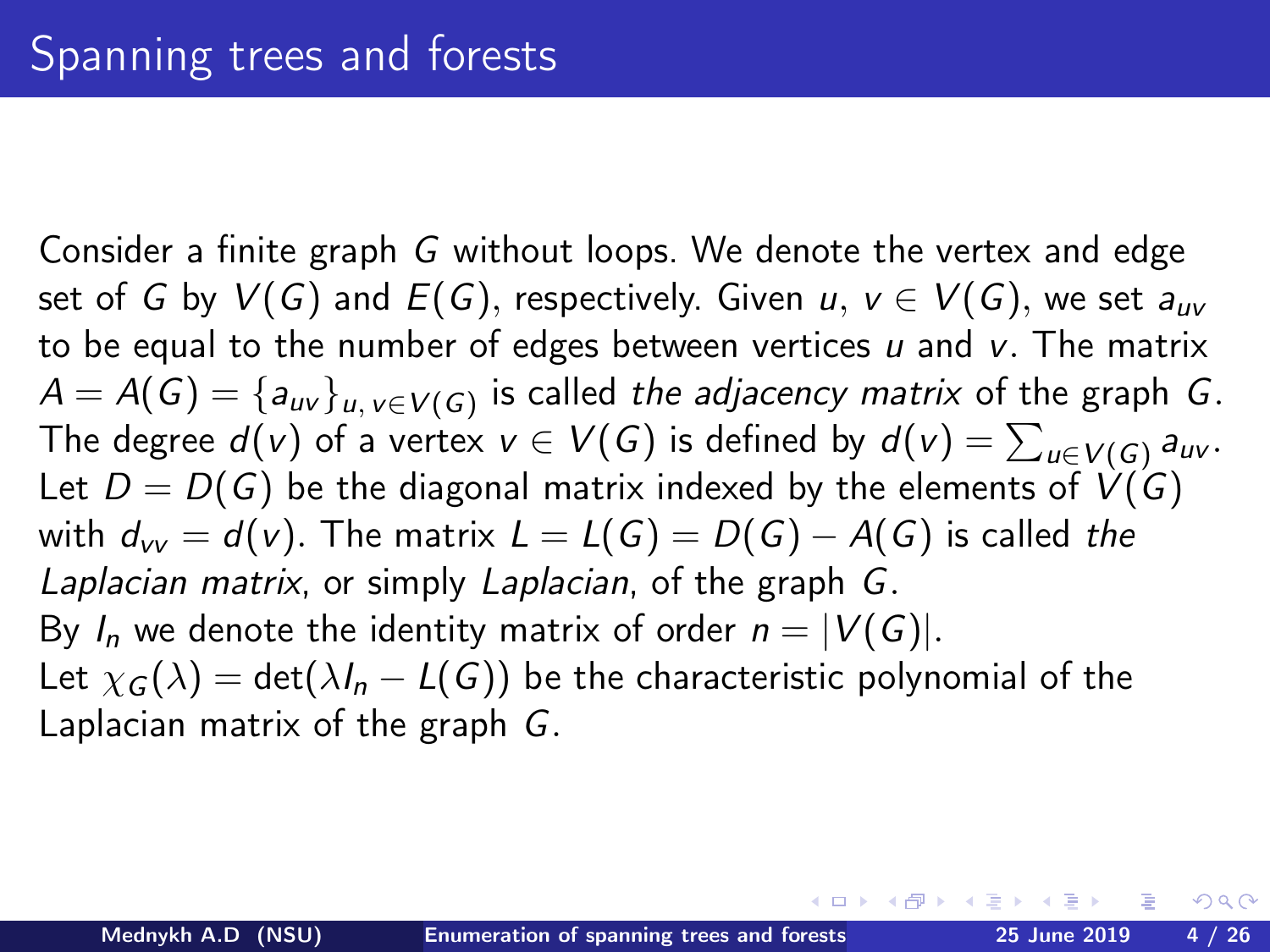# Spanning trees and forests

Consider a finite graph $G$ without loops. We denote the vertex and edge set of $G$ by $V(G)$ and $E(G)$, respectively. Given $u, v \in V(G)$, we set $a_{uv}$ to be equal to the number of edges between vertices $u$ and $v$. The matrix $A = A(G) = \{a_{uv}\}_{u, v \in V(G)}$ is called *the adjacency matrix* of the graph $G$. The degree $d(v)$ of a vertex $v \in V(G)$ is defined by $d(v) = \sum_{u \in V(G)} a_{uv}$. Let $D = D(G)$ be the diagonal matrix indexed by the elements of $V(G)$ with $d_{vv} = d(v)$. The matrix $L = L(G) = D(G) - A(G)$ is called *the Laplacian matrix*, or simply *Laplacian*, of the graph $G$.

By $I_n$ we denote the identity matrix of order $n = |V(G)|$.

Let $\chi_G(\lambda) = \det(\lambda I_n - L(G))$ be the characteristic polynomial of the Laplacian matrix of the graph $G$.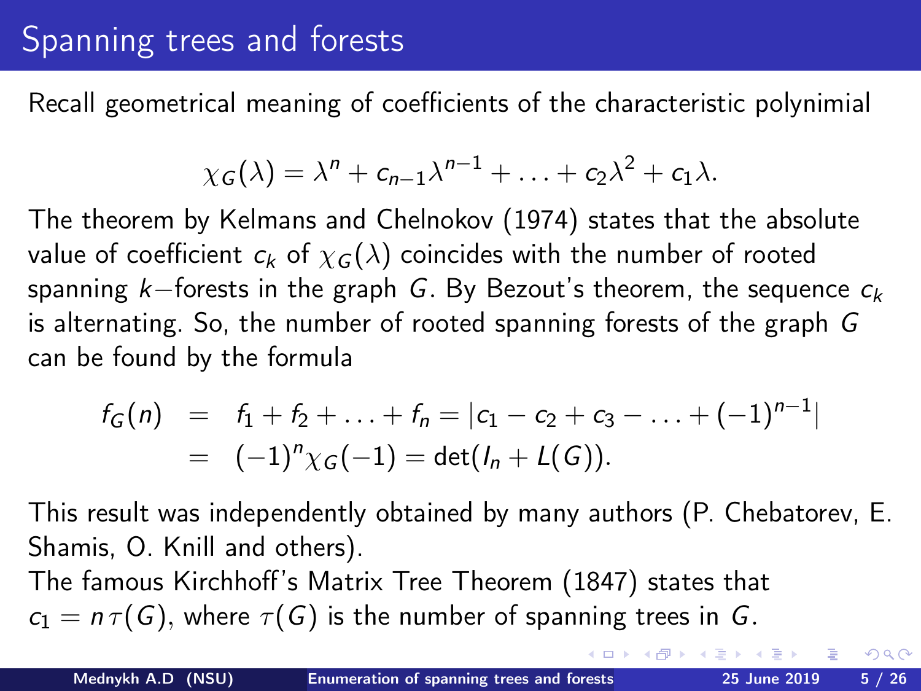# Spanning trees and forests

Recall geometrical meaning of coefficients of the characteristic polynimial

$$\chi_G(\lambda) = \lambda^n + c_{n-1}\lambda^{n-1} + \ldots + c_2\lambda^2 + c_1\lambda.$$

The theorem by Kelmans and Chelnokov (1974) states that the absolute value of coefficient $c_k$ of $\chi_G(\lambda)$ coincides with the number of rooted spanning $k-$forests in the graph $G$. By Bezout's theorem, the sequence $c_k$ is alternating. So, the number of rooted spanning forests of the graph $G$ can be found by the formula

$$\begin{aligned} f_G(n) &= f_1 + f_2 + \ldots + f_n = |c_1 - c_2 + c_3 - \ldots + (-1)^{n-1}| \\ &= (-1)^n \chi_G(-1) = \det(I_n + L(G)). \end{aligned}$$

This result was independently obtained by many authors (P. Chebatorev, E. Shamis, O. Knill and others).

The famous Kirchhoff's Matrix Tree Theorem (1847) states that $c_1 = n\,\tau(G)$, where $\tau(G)$ is the number of spanning trees in $G$.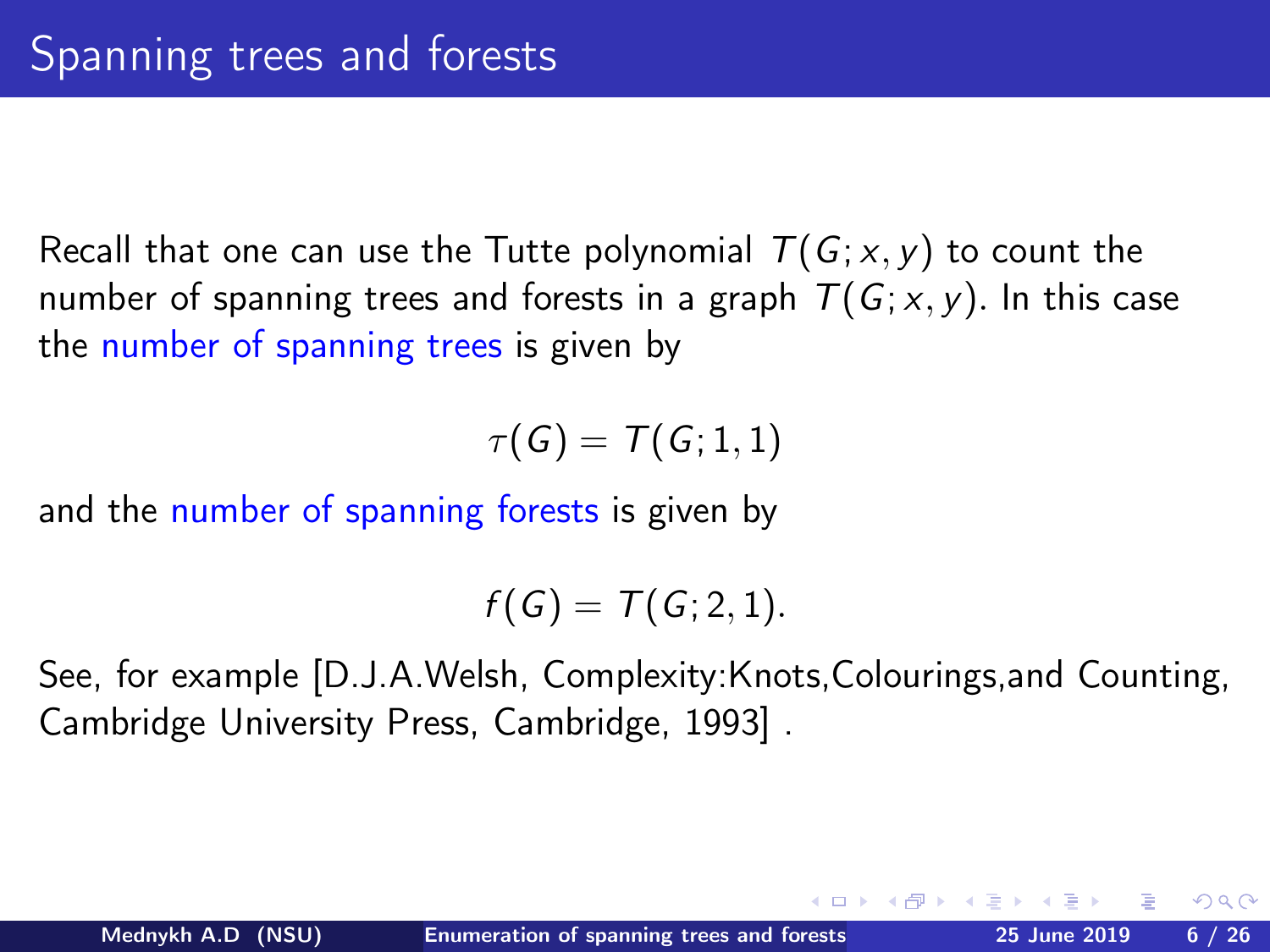# Spanning trees and forests

Recall that one can use the Tutte polynomial $T(G; x, y)$ to count the number of spanning trees and forests in a graph $T(G; x, y)$. In this case the number of spanning trees is given by

$$\tau(G) = T(G; 1, 1)$$

and the number of spanning forests is given by

$$f(G) = T(G; 2, 1).$$

See, for example [D.J.A.Welsh, Complexity:Knots,Colourings,and Counting, Cambridge University Press, Cambridge, 1993] .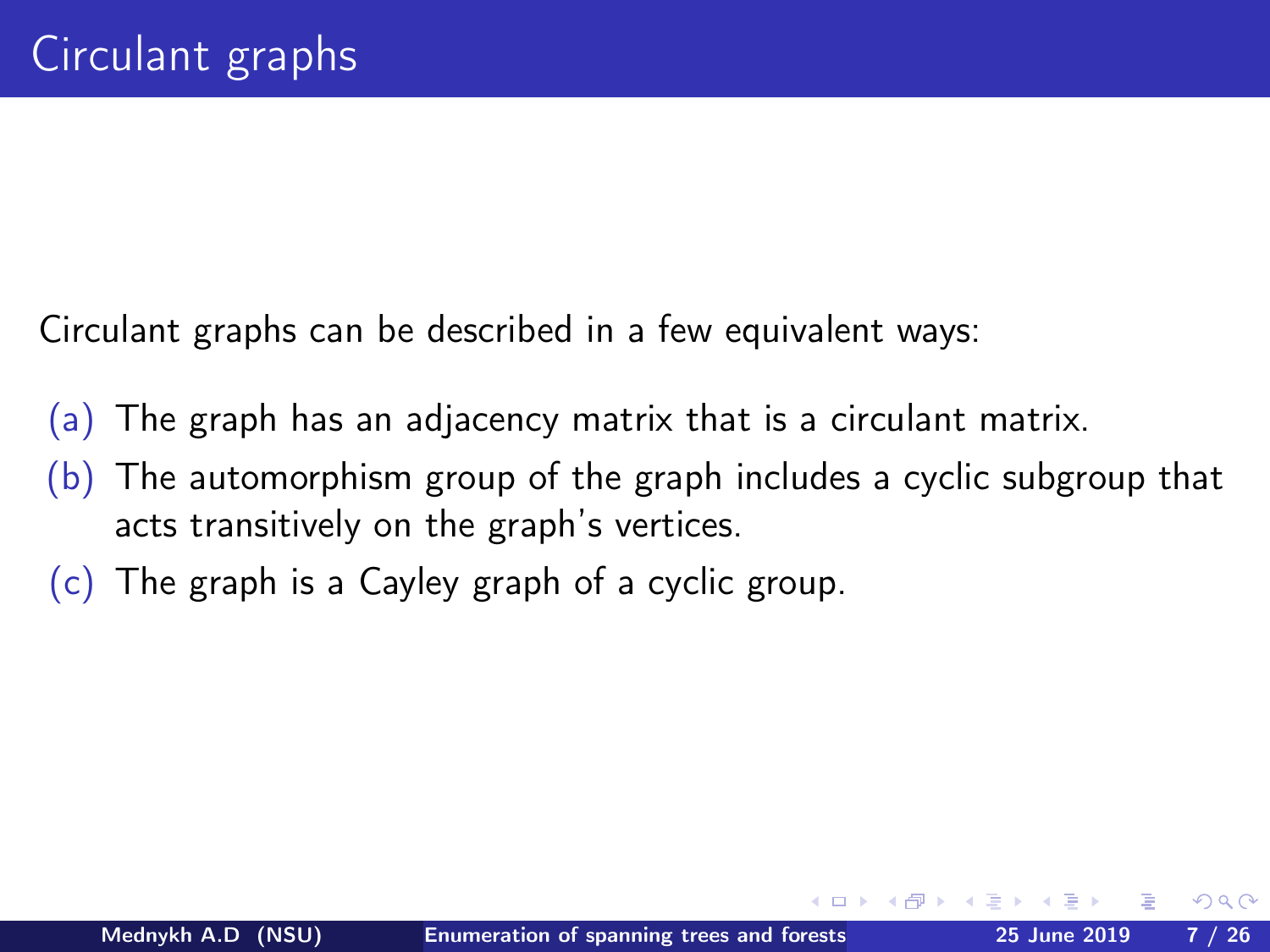# Circulant graphs

Circulant graphs can be described in a few equivalent ways:

(a) The graph has an adjacency matrix that is a circulant matrix.

(b) The automorphism group of the graph includes a cyclic subgroup that acts transitively on the graph's vertices.

(c) The graph is a Cayley graph of a cyclic group.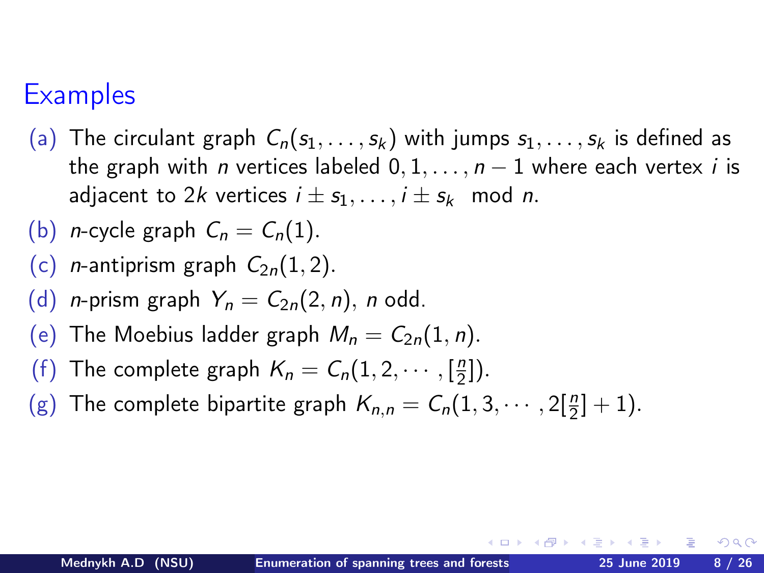## Examples

(a) The circulant graph $C_n(s_1, \ldots, s_k)$ with jumps $s_1, \ldots, s_k$ is defined as the graph with $n$ vertices labeled $0, 1, \ldots, n-1$ where each vertex $i$ is adjacent to $2k$ vertices $i \pm s_1, \ldots, i \pm s_k \mod n$.

(b) $n$-cycle graph $C_n = C_n(1)$.

(c) $n$-antiprism graph $C_{2n}(1, 2)$.

(d) $n$-prism graph $Y_n = C_{2n}(2, n)$, $n$ odd.

(e) The Moebius ladder graph $M_n = C_{2n}(1, n)$.

(f) The complete graph $K_n = C_n(1, 2, \cdots, [\frac{n}{2}])$.

(g) The complete bipartite graph $K_{n,n} = C_n(1, 3, \cdots, 2[\frac{n}{2}] + 1)$.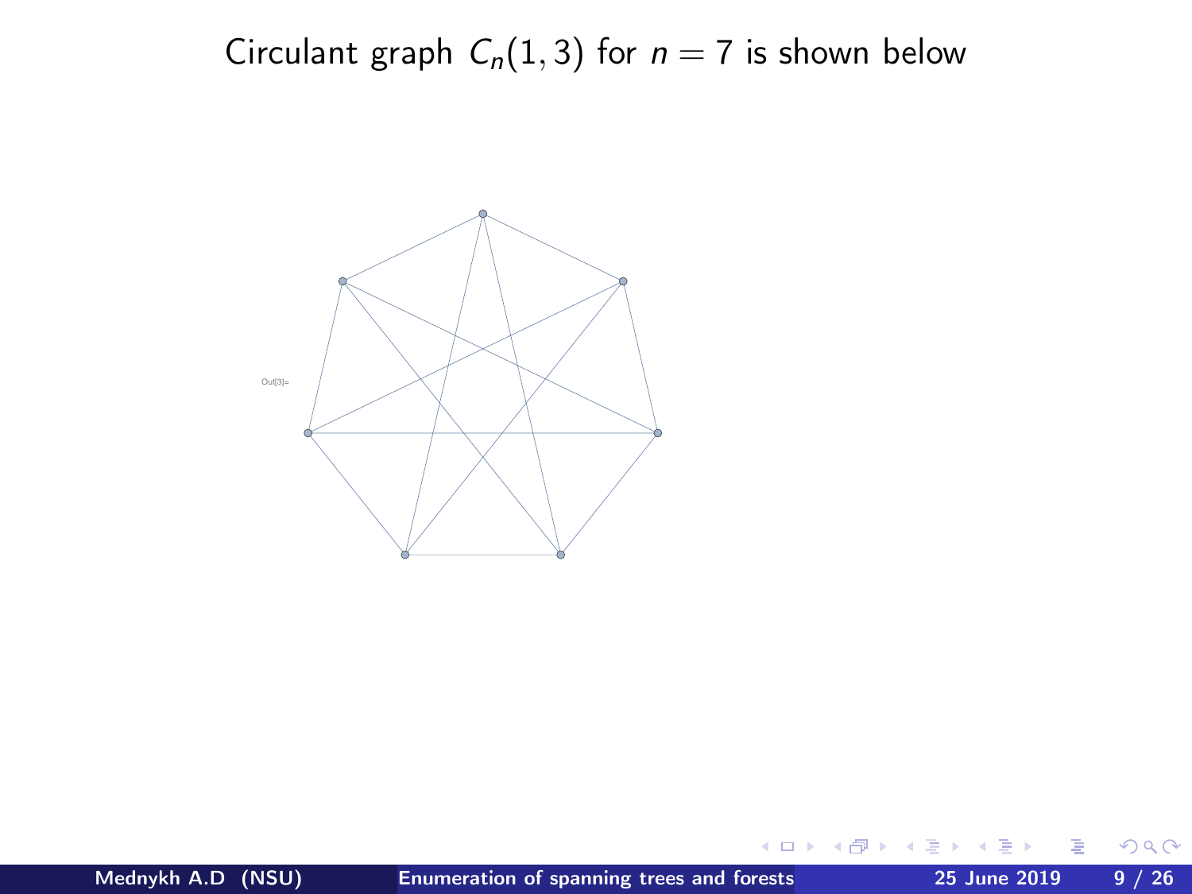Circulant graph $C_n(1, 3)$ for $n = 7$ is shown below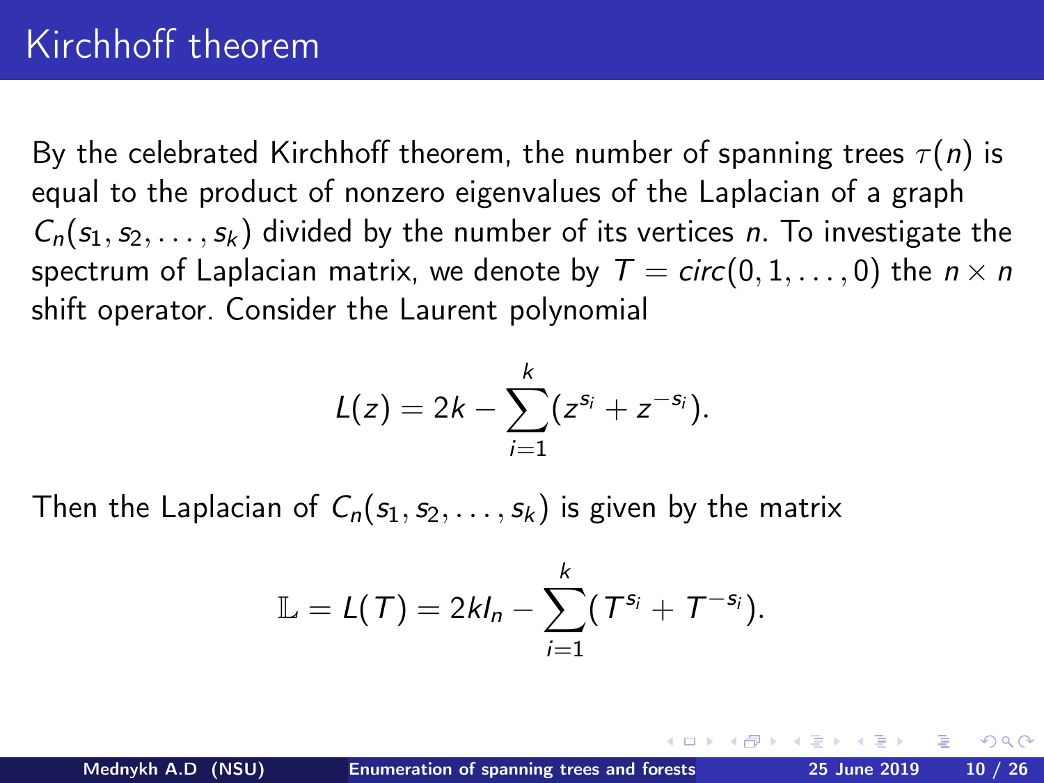# Kirchhoff theorem

By the celebrated Kirchhoff theorem, the number of spanning trees $\tau(n)$ is equal to the product of nonzero eigenvalues of the Laplacian of a graph $C_n(s_1, s_2, \ldots, s_k)$ divided by the number of its vertices $n$. To investigate the spectrum of Laplacian matrix, we denote by $T = circ(0, 1, \ldots, 0)$ the $n \times n$ shift operator. Consider the Laurent polynomial

$$L(z) = 2k - \sum_{i=1}^{k} (z^{s_i} + z^{-s_i}).$$

Then the Laplacian of $C_n(s_1, s_2, \ldots, s_k)$ is given by the matrix

$$\mathbb{L} = L(T) = 2kI_n - \sum_{i=1}^{k} (T^{s_i} + T^{-s_i}).$$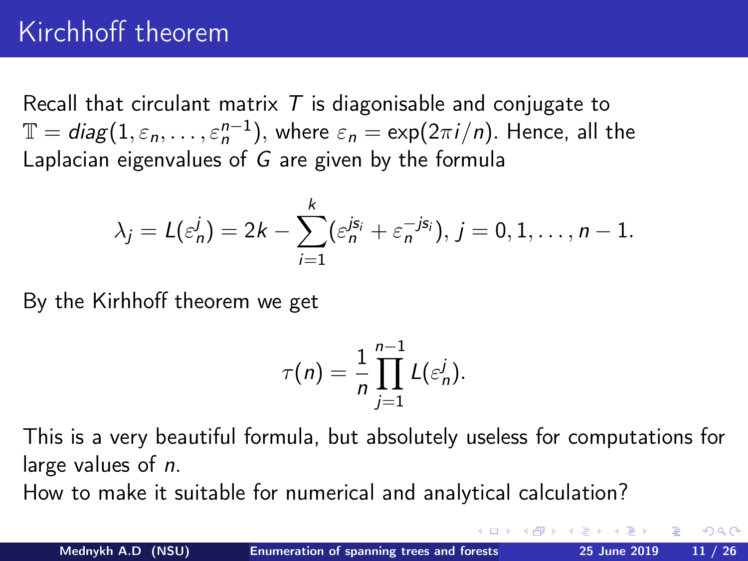# Kirchhoff theorem

Recall that circulant matrix $T$ is diagonisable and conjugate to $\mathbb{T} = diag(1, \varepsilon_n, \ldots, \varepsilon_n^{n-1})$, where $\varepsilon_n = \exp(2\pi i/n)$. Hence, all the Laplacian eigenvalues of $G$ are given by the formula

$$\lambda_j = L(\varepsilon_n^j) = 2k - \sum_{i=1}^{k}(\varepsilon_n^{js_i} + \varepsilon_n^{-js_i}),\ j = 0, 1, \ldots, n-1.$$

By the Kirhhoff theorem we get

$$\tau(n) = \frac{1}{n}\prod_{j=1}^{n-1} L(\varepsilon_n^j).$$

This is a very beautiful formula, but absolutely useless for computations for large values of $n$.

How to make it suitable for numerical and analytical calculation?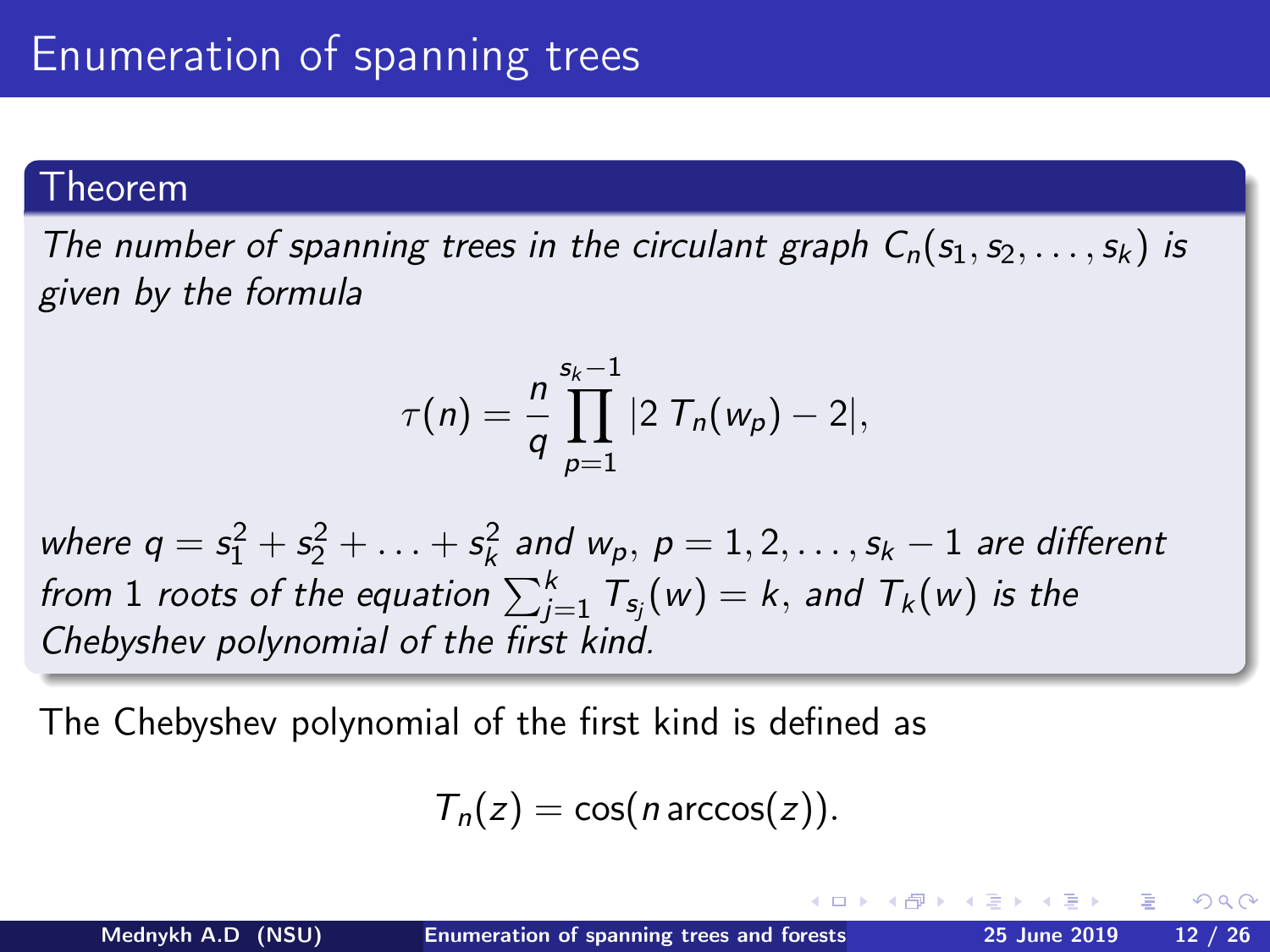# Enumeration of spanning trees

**Theorem**

*The number of spanning trees in the circulant graph $C_n(s_1, s_2, \ldots, s_k)$ is given by the formula*

$$\tau(n) = \frac{n}{q} \prod_{p=1}^{s_k - 1} |2\, T_n(w_p) - 2|,$$

*where $q = s_1^2 + s_2^2 + \ldots + s_k^2$ and $w_p$, $p = 1, 2, \ldots, s_k - 1$ are different from 1 roots of the equation $\sum_{j=1}^{k} T_{s_j}(w) = k$, and $T_k(w)$ is the Chebyshev polynomial of the first kind.*

The Chebyshev polynomial of the first kind is defined as

$$T_n(z) = \cos(n \arccos(z)).$$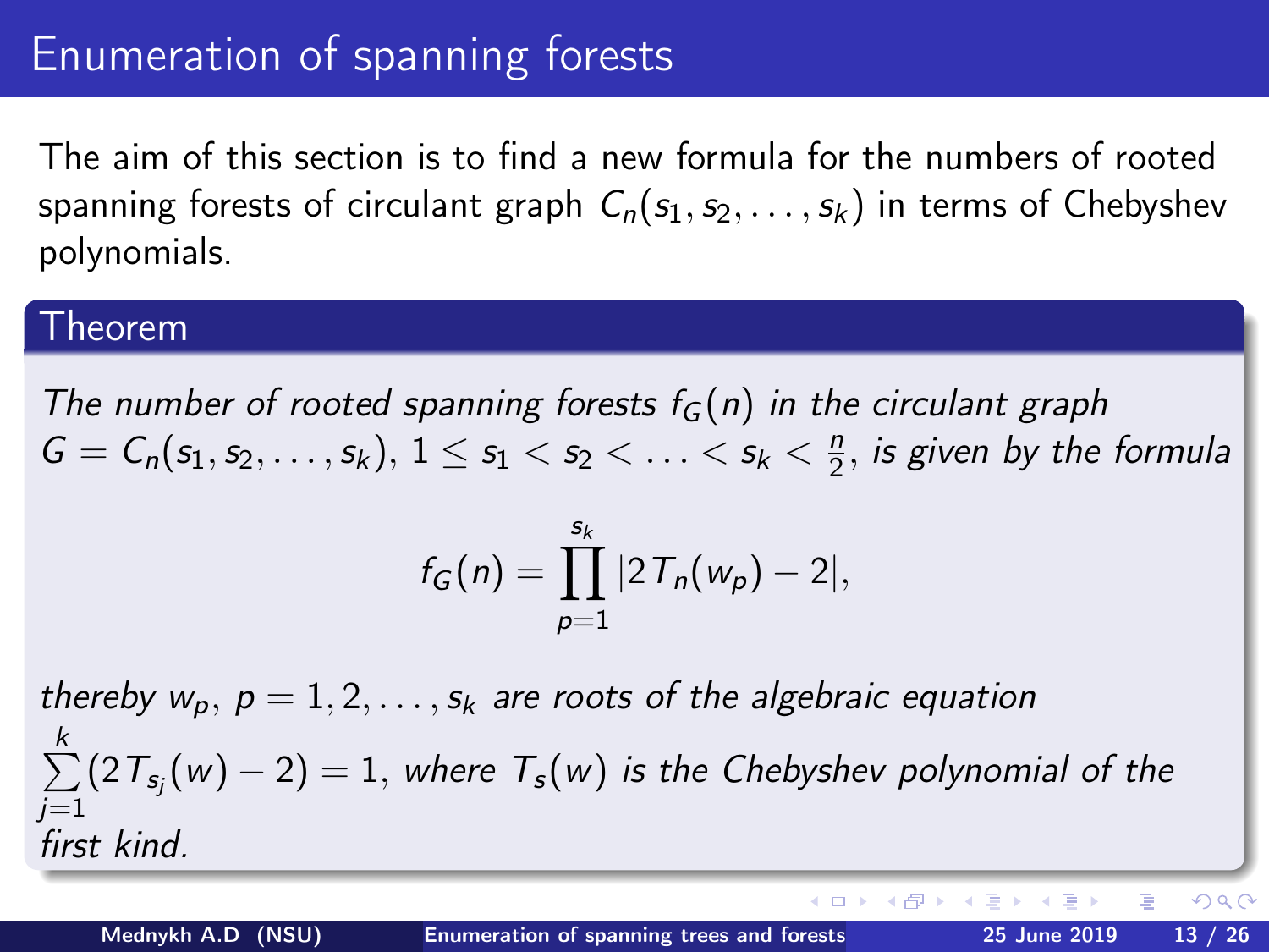# Enumeration of spanning forests

The aim of this section is to find a new formula for the numbers of rooted spanning forests of circulant graph $C_n(s_1, s_2, \ldots, s_k)$ in terms of Chebyshev polynomials.

**Theorem**

*The number of rooted spanning forests $f_G(n)$ in the circulant graph $G = C_n(s_1, s_2, \ldots, s_k)$, $1 \leq s_1 < s_2 < \ldots < s_k < \frac{n}{2}$, is given by the formula*

$$f_G(n) = \prod_{p=1}^{s_k} |2T_n(w_p) - 2|,$$

*thereby $w_p$, $p = 1, 2, \ldots, s_k$ are roots of the algebraic equation $\sum_{j=1}^{k}(2T_{s_j}(w) - 2) = 1$, where $T_s(w)$ is the Chebyshev polynomial of the first kind.*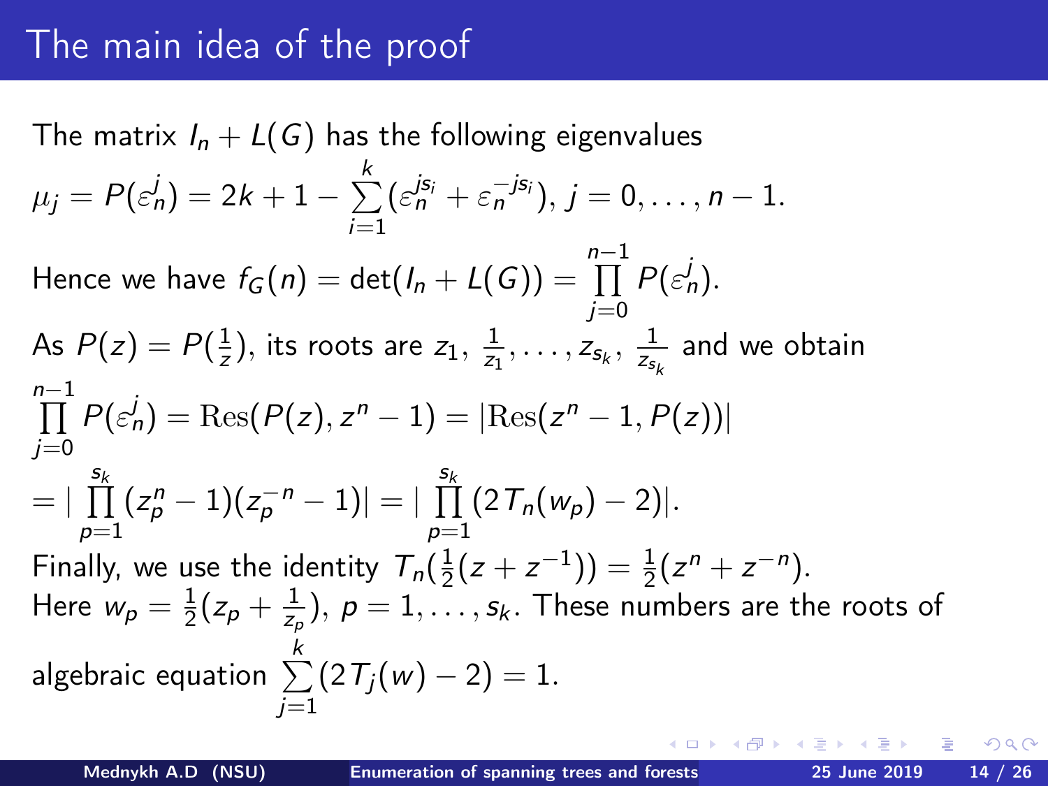# The main idea of the proof

The matrix $I_n + L(G)$ has the following eigenvalues

$$\mu_j = P(\varepsilon_n^j) = 2k + 1 - \sum_{i=1}^{k}(\varepsilon_n^{js_i} + \varepsilon_n^{-js_i}),\ j = 0, \ldots, n-1.$$

Hence we have $f_G(n) = \det(I_n + L(G)) = \prod_{j=0}^{n-1} P(\varepsilon_n^j)$.

As $P(z) = P(\frac{1}{z})$, its roots are $z_1,\ \frac{1}{z_1}, \ldots, z_{s_k},\ \frac{1}{z_{s_k}}$ and we obtain

$$\prod_{j=0}^{n-1} P(\varepsilon_n^j) = \mathrm{Res}(P(z), z^n - 1) = |\mathrm{Res}(z^n - 1, P(z))|$$

$$= |\prod_{p=1}^{s_k}(z_p^n - 1)(z_p^{-n} - 1)| = |\prod_{p=1}^{s_k}(2T_n(w_p) - 2)|.$$

Finally, we use the identity $T_n(\frac{1}{2}(z + z^{-1})) = \frac{1}{2}(z^n + z^{-n})$.

Here $w_p = \frac{1}{2}(z_p + \frac{1}{z_p})$, $p = 1, \ldots, s_k$. These numbers are the roots of algebraic equation $\sum_{j=1}^{k}(2T_j(w) - 2) = 1$.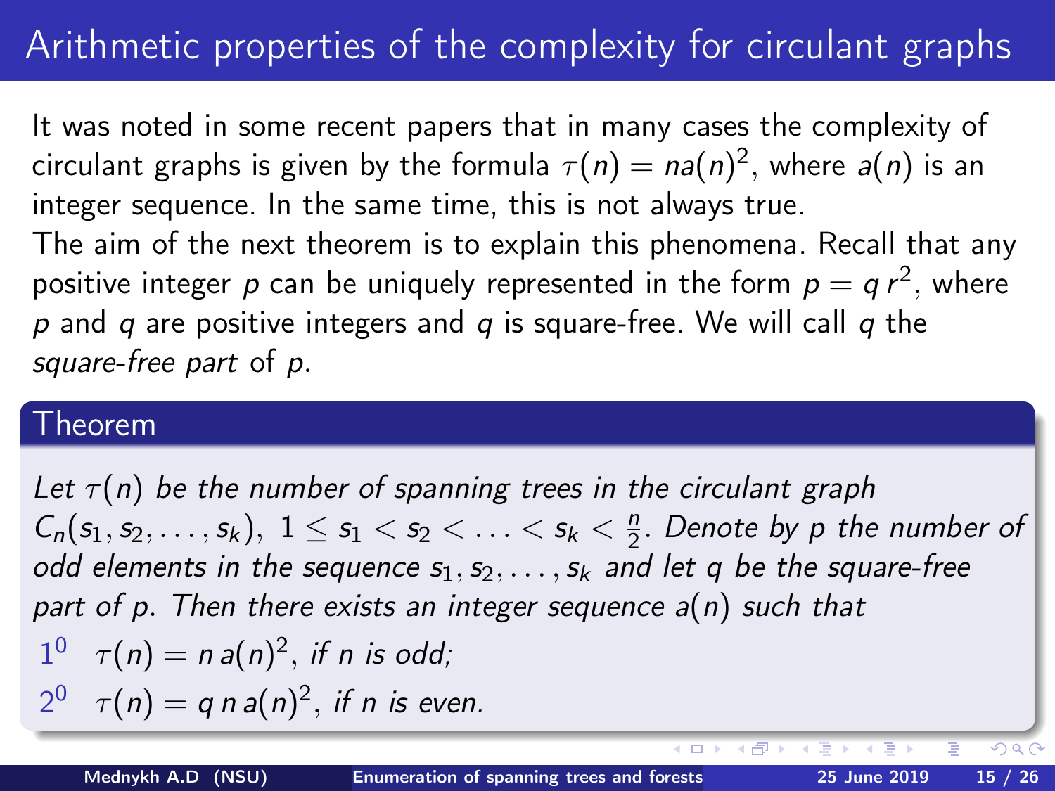# Arithmetic properties of the complexity for circulant graphs

It was noted in some recent papers that in many cases the complexity of circulant graphs is given by the formula $\tau(n) = na(n)^2$, where $a(n)$ is an integer sequence. In the same time, this is not always true.

The aim of the next theorem is to explain this phenomena. Recall that any positive integer $p$ can be uniquely represented in the form $p = q\,r^2$, where $p$ and $q$ are positive integers and $q$ is square-free. We will call $q$ the *square-free part* of $p$.

## Theorem

*Let $\tau(n)$ be the number of spanning trees in the circulant graph $C_n(s_1, s_2, \ldots, s_k),\ 1 \le s_1 < s_2 < \ldots < s_k < \frac{n}{2}$. Denote by $p$ the number of odd elements in the sequence $s_1, s_2, \ldots, s_k$ and let $q$ be the square-free part of $p$. Then there exists an integer sequence $a(n)$ such that*

$1^0$ $\tau(n) = n\,a(n)^2$, *if $n$ is odd;*

$2^0$ $\tau(n) = q\,n\,a(n)^2$, *if $n$ is even.*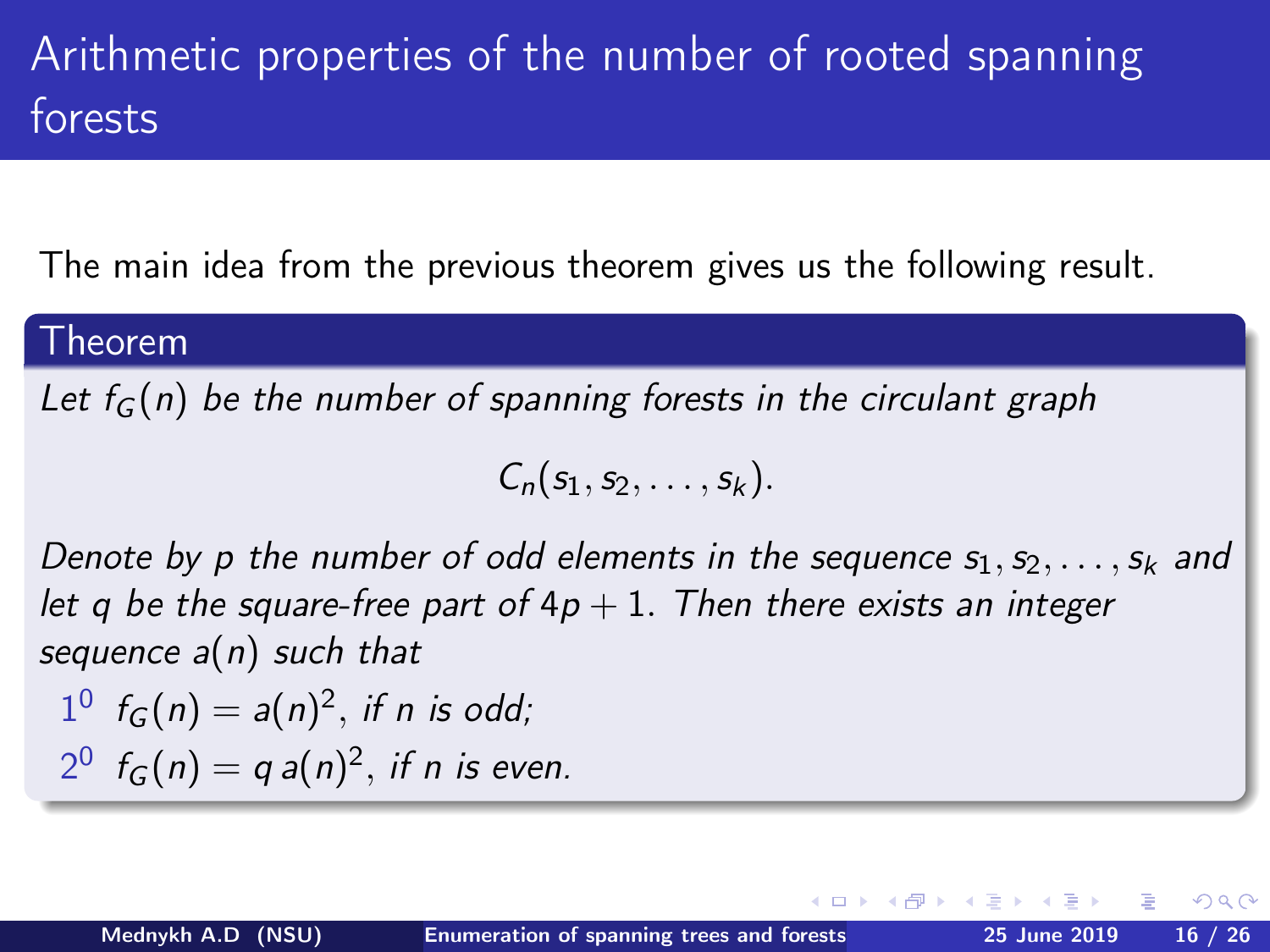# Arithmetic properties of the number of rooted spanning forests

The main idea from the previous theorem gives us the following result.

**Theorem**

*Let $f_G(n)$ be the number of spanning forests in the circulant graph*

$$C_n(s_1, s_2, \dots, s_k).$$

*Denote by $p$ the number of odd elements in the sequence $s_1, s_2, \dots, s_k$ and let $q$ be the square-free part of $4p+1$. Then there exists an integer sequence $a(n)$ such that*

- $1^0$ $f_G(n) = a(n)^2$, *if $n$ is odd;*
- $2^0$ $f_G(n) = q\, a(n)^2$, *if $n$ is even.*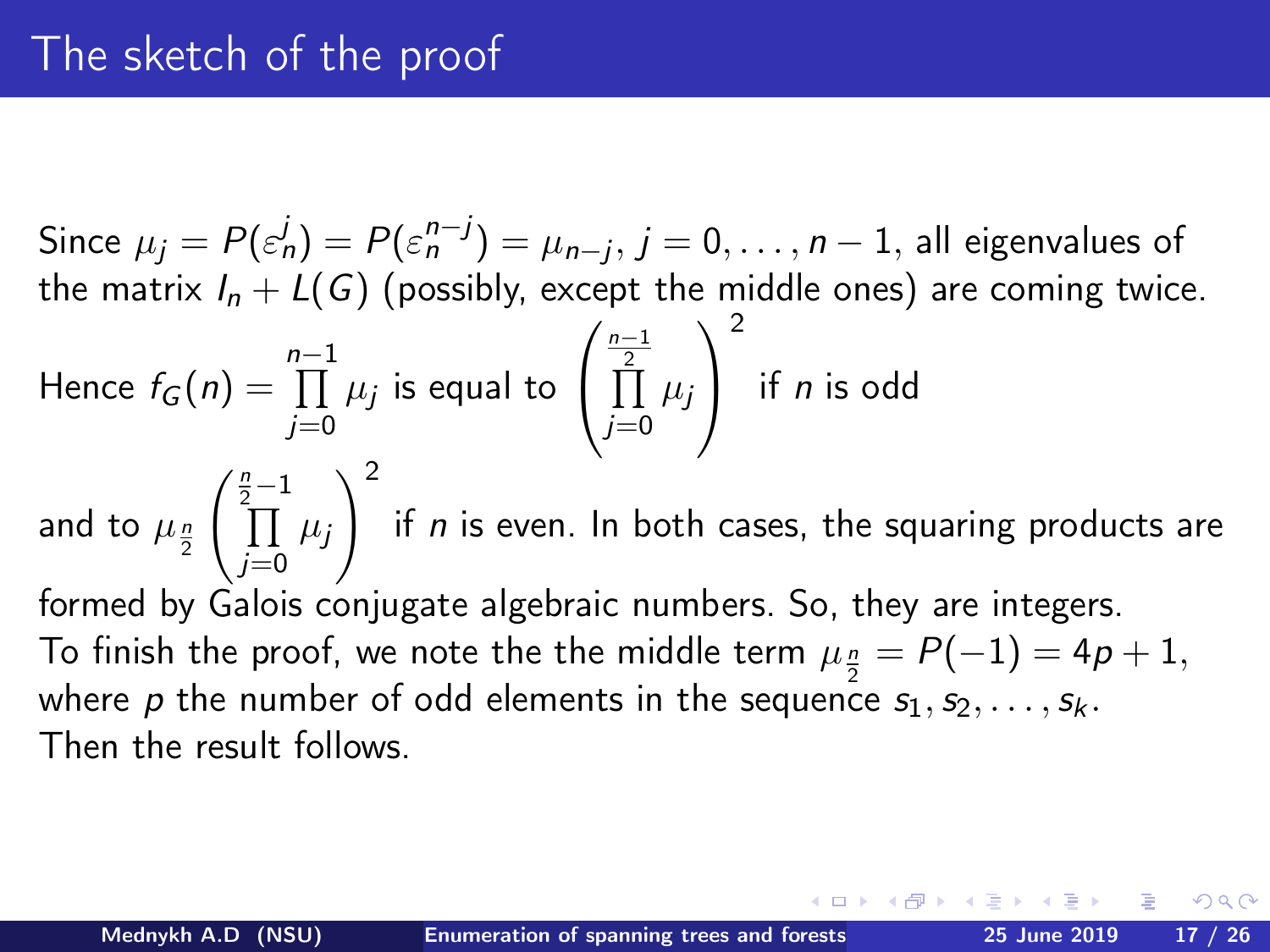# The sketch of the proof

Since $\mu_j = P(\varepsilon_n^j) = P(\varepsilon_n^{n-j}) = \mu_{n-j}$, $j = 0, \ldots, n-1$, all eigenvalues of the matrix $I_n + L(G)$ (possibly, except the middle ones) are coming twice.

Hence $f_G(n) = \prod_{j=0}^{n-1} \mu_j$ is equal to $\left(\prod_{j=0}^{\frac{n-1}{2}} \mu_j\right)^2$ if $n$ is odd

and to $\mu_{\frac{n}{2}} \left(\prod_{j=0}^{\frac{n}{2}-1} \mu_j\right)^2$ if $n$ is even. In both cases, the squaring products are formed by Galois conjugate algebraic numbers. So, they are integers.

To finish the proof, we note the the middle term $\mu_{\frac{n}{2}} = P(-1) = 4p + 1$, where $p$ the number of odd elements in the sequence $s_1, s_2, \ldots, s_k$.

Then the result follows.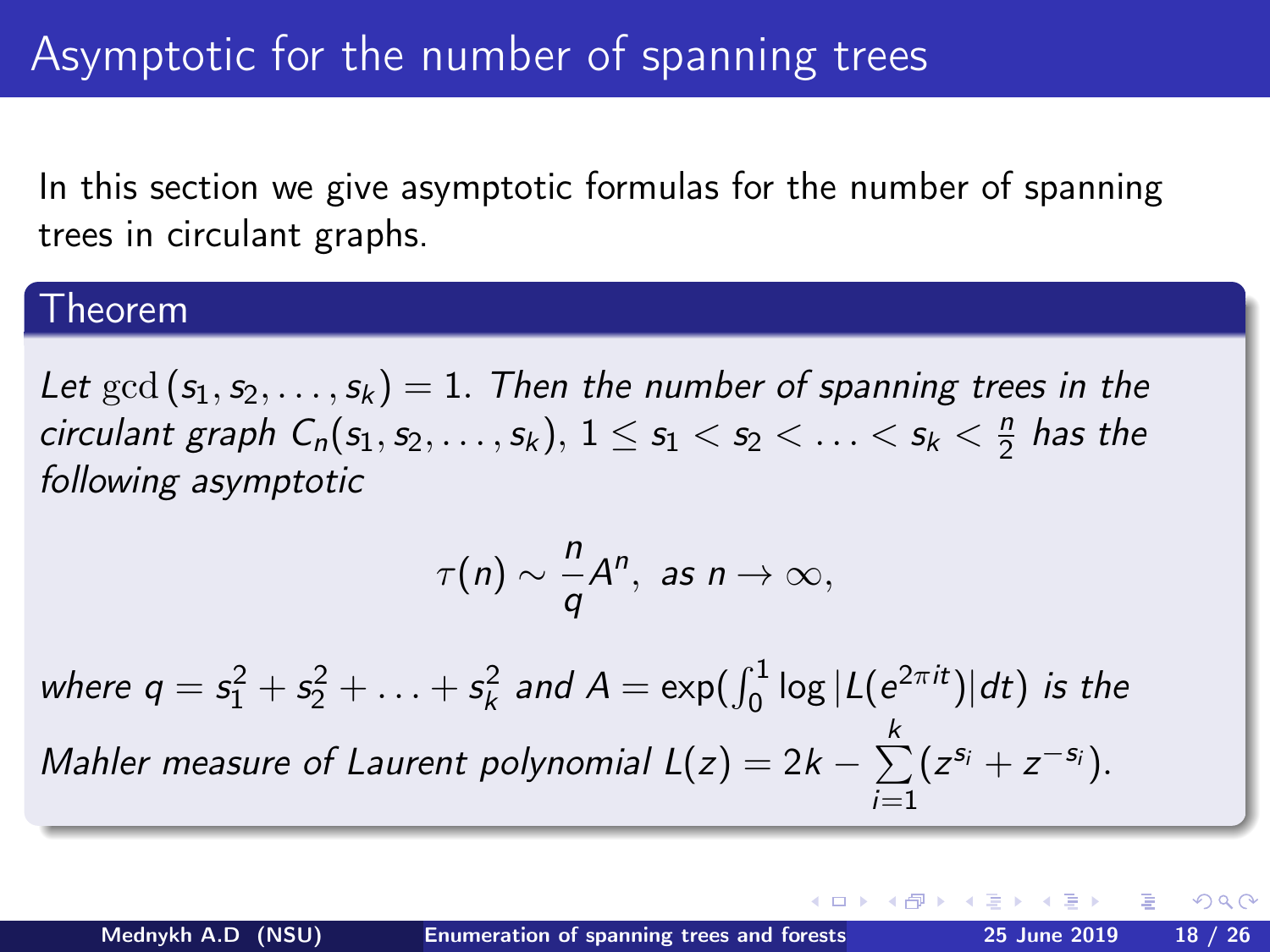# Asymptotic for the number of spanning trees

In this section we give asymptotic formulas for the number of spanning trees in circulant graphs.

**Theorem**

*Let* $\gcd(s_1, s_2, \ldots, s_k) = 1$. *Then the number of spanning trees in the circulant graph* $C_n(s_1, s_2, \ldots, s_k)$, $1 \leq s_1 < s_2 < \ldots < s_k < \frac{n}{2}$ *has the following asymptotic*

$$\tau(n) \sim \frac{n}{q} A^n, \text{ as } n \to \infty,$$

*where* $q = s_1^2 + s_2^2 + \ldots + s_k^2$ *and* $A = \exp(\int_0^1 \log |L(e^{2\pi it})| dt)$ *is the Mahler measure of Laurent polynomial* $L(z) = 2k - \sum_{i=1}^{k} (z^{s_i} + z^{-s_i})$.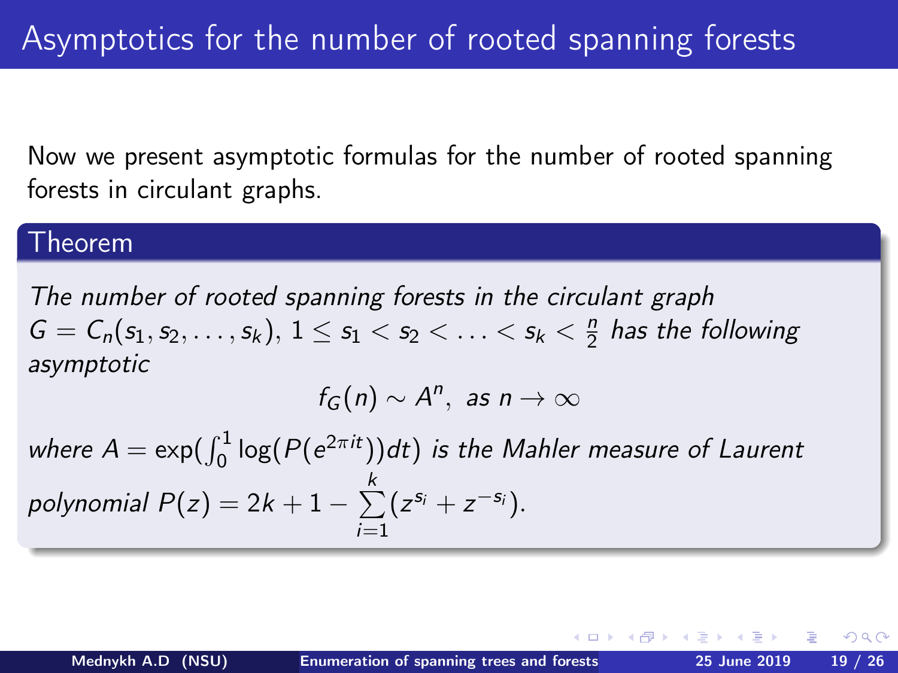# Asymptotics for the number of rooted spanning forests

Now we present asymptotic formulas for the number of rooted spanning forests in circulant graphs.

### Theorem

*The number of rooted spanning forests in the circulant graph $G = C_n(s_1, s_2, \ldots, s_k)$, $1 \leq s_1 < s_2 < \ldots < s_k < \frac{n}{2}$ has the following asymptotic*

$$f_G(n) \sim A^n, \text{ as } n \to \infty$$

*where $A = \exp(\int_0^1 \log(P(e^{2\pi i t}))dt)$ is the Mahler measure of Laurent polynomial $P(z) = 2k + 1 - \sum\limits_{i=1}^{k}(z^{s_i} + z^{-s_i})$.*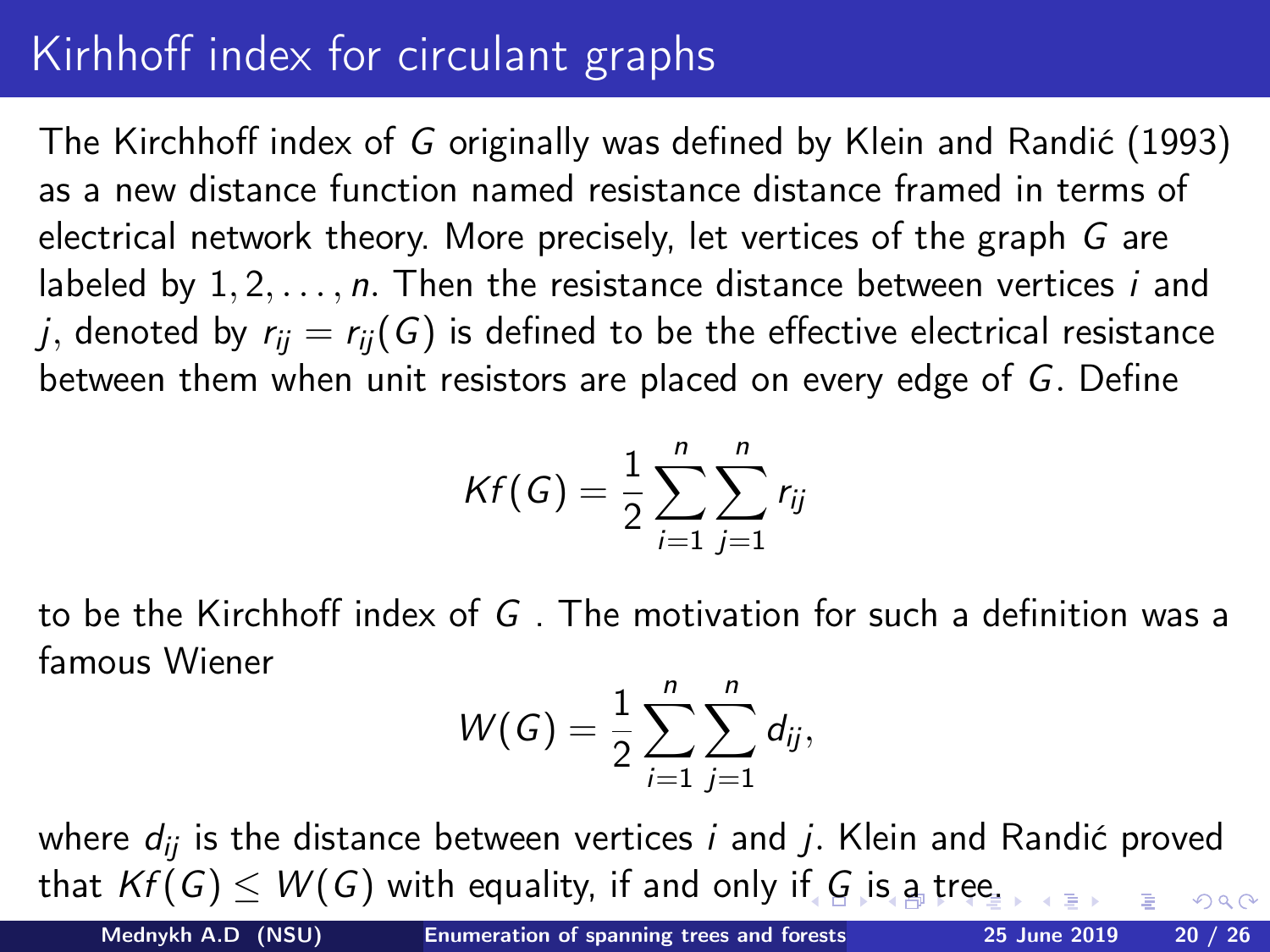# Kirhhoff index for circulant graphs

The Kirchhoff index of $G$ originally was defined by Klein and Randić (1993) as a new distance function named resistance distance framed in terms of electrical network theory. More precisely, let vertices of the graph $G$ are labeled by $1, 2, \ldots, n$. Then the resistance distance between vertices $i$ and $j$, denoted by $r_{ij} = r_{ij}(G)$ is defined to be the effective electrical resistance between them when unit resistors are placed on every edge of $G$. Define

$$Kf(G) = \frac{1}{2} \sum_{i=1}^{n} \sum_{j=1}^{n} r_{ij}$$

to be the Kirchhoff index of $G$ . The motivation for such a definition was a famous Wiener

$$W(G) = \frac{1}{2} \sum_{i=1}^{n} \sum_{j=1}^{n} d_{ij},$$

where $d_{ij}$ is the distance between vertices $i$ and $j$. Klein and Randić proved that $Kf(G) \leq W(G)$ with equality, if and only if $G$ is a tree.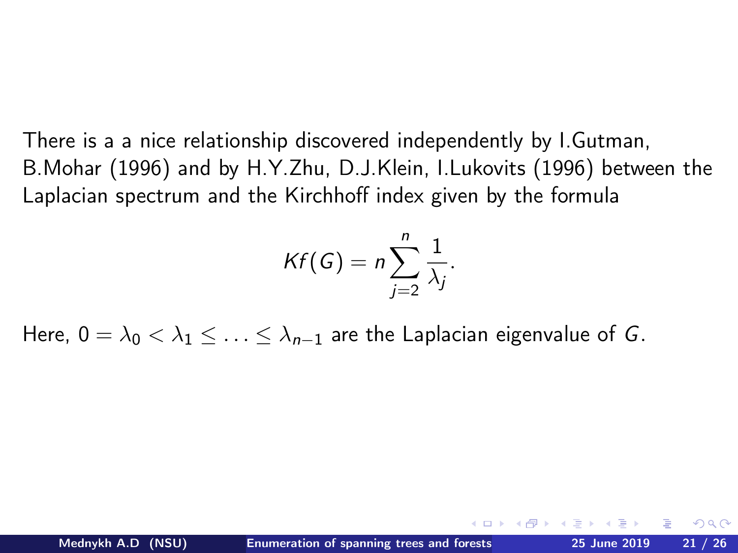There is a a nice relationship discovered independently by I.Gutman, B.Mohar (1996) and by H.Y.Zhu, D.J.Klein, I.Lukovits (1996) between the Laplacian spectrum and the Kirchhoff index given by the formula

$$Kf(G) = n \sum_{j=2}^{n} \frac{1}{\lambda_j}.$$

Here, $0 = \lambda_0 < \lambda_1 \leq \ldots \leq \lambda_{n-1}$ are the Laplacian eigenvalue of $G$.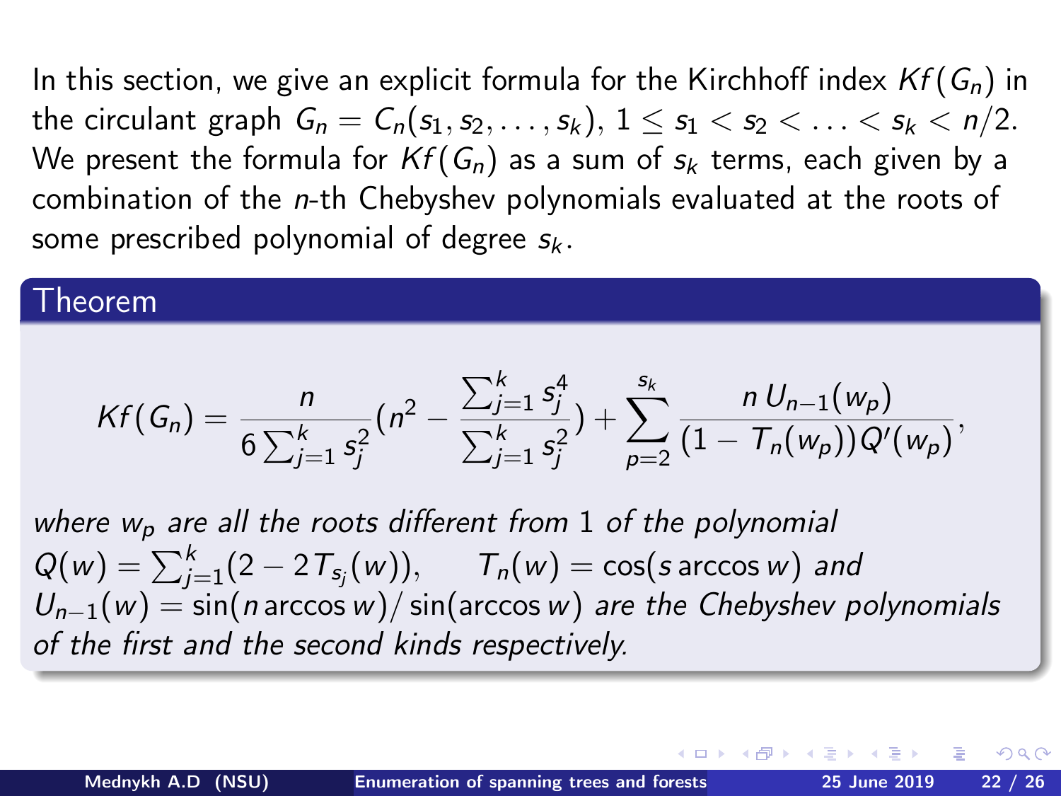In this section, we give an explicit formula for the Kirchhoff index $Kf(G_n)$ in the circulant graph $G_n = C_n(s_1, s_2, \ldots, s_k)$, $1 \leq s_1 < s_2 < \ldots < s_k < n/2$. We present the formula for $Kf(G_n)$ as a sum of $s_k$ terms, each given by a combination of the $n$-th Chebyshev polynomials evaluated at the roots of some prescribed polynomial of degree $s_k$.

## Theorem

$$Kf(G_n) = \frac{n}{6\sum_{j=1}^{k} s_j^2}\left(n^2 - \frac{\sum_{j=1}^{k} s_j^4}{\sum_{j=1}^{k} s_j^2}\right) + \sum_{p=2}^{s_k} \frac{n\,U_{n-1}(w_p)}{(1 - T_n(w_p))Q'(w_p)},$$

*where $w_p$ are all the roots different from 1 of the polynomial $Q(w) = \sum_{j=1}^{k}(2 - 2T_{s_j}(w))$, $\quad T_n(w) = \cos(s \arccos w)$ and $U_{n-1}(w) = \sin(n \arccos w)/\sin(\arccos w)$ are the Chebyshev polynomials of the first and the second kinds respectively.*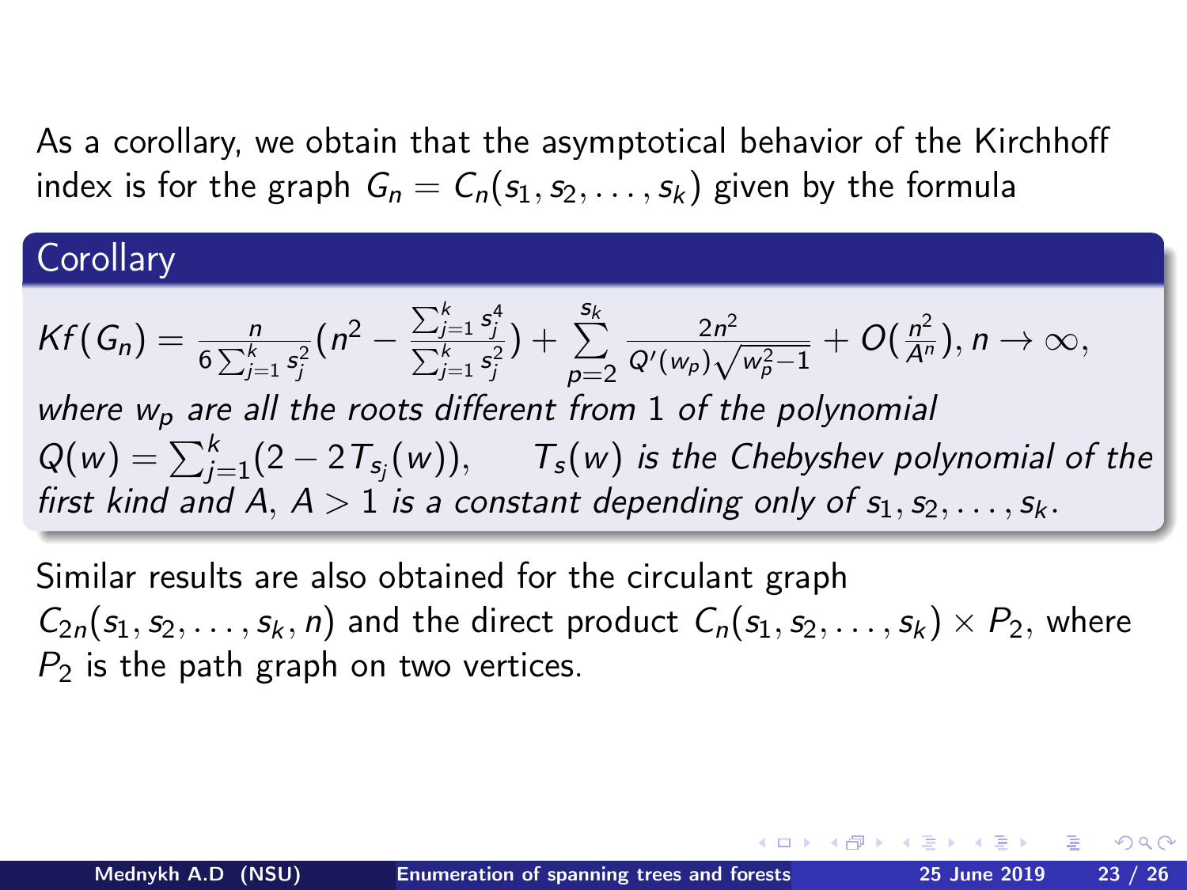As a corollary, we obtain that the asymptotical behavior of the Kirchhoff index is for the graph $G_n = C_n(s_1, s_2, \dots, s_k)$ given by the formula

## Corollary

$$Kf(G_n) = \frac{n}{6\sum_{j=1}^{k} s_j^2}\left(n^2 - \frac{\sum_{j=1}^{k} s_j^4}{\sum_{j=1}^{k} s_j^2}\right) + \sum_{p=2}^{s_k} \frac{2n^2}{Q'(w_p)\sqrt{w_p^2-1}} + O\left(\frac{n^2}{A^n}\right), n \to \infty,$$

*where $w_p$ are all the roots different from 1 of the polynomial $Q(w) = \sum_{j=1}^{k}(2 - 2T_{s_j}(w))$, $T_s(w)$ is the Chebyshev polynomial of the first kind and $A$, $A > 1$ is a constant depending only of $s_1, s_2, \dots, s_k$.*

Similar results are also obtained for the circulant graph $C_{2n}(s_1, s_2, \dots, s_k, n)$ and the direct product $C_n(s_1, s_2, \dots, s_k) \times P_2$, where $P_2$ is the path graph on two vertices.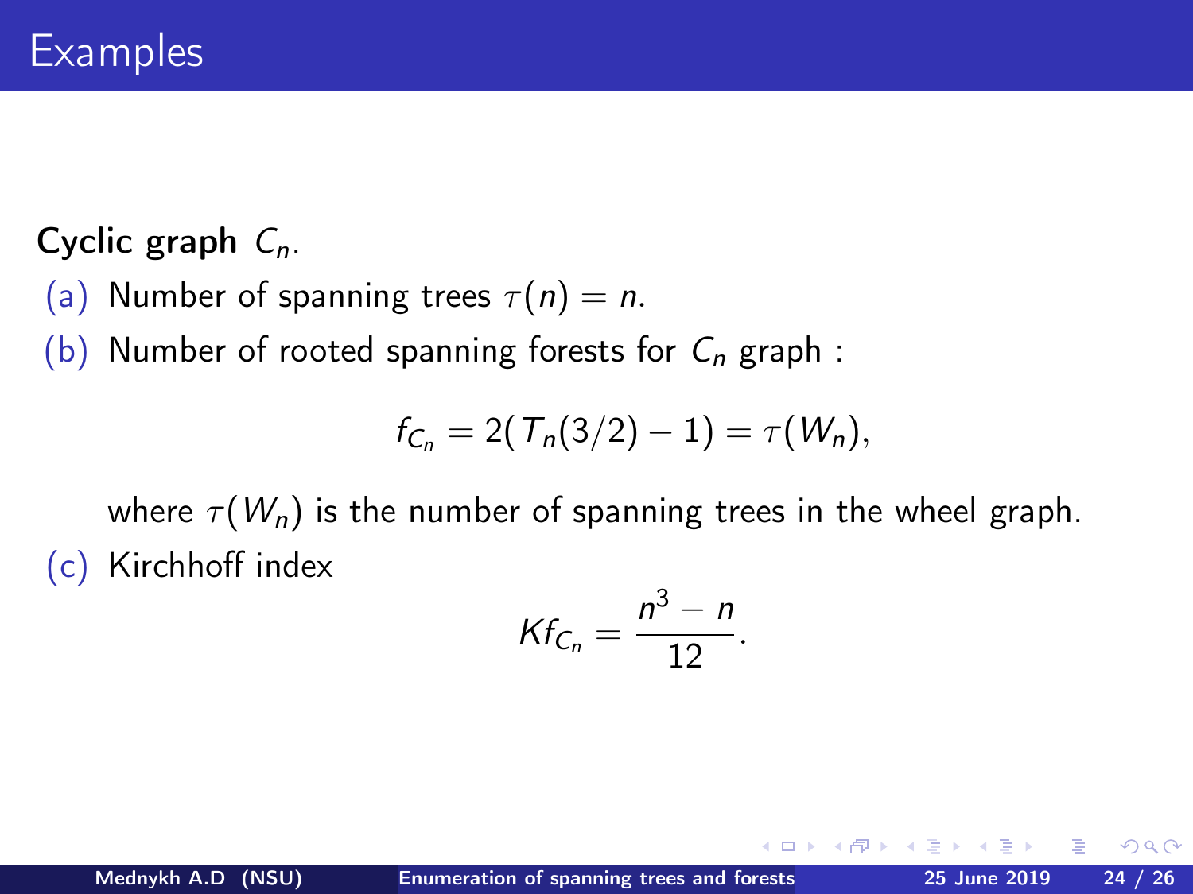# Examples

**Cyclic graph** $C_n$.

(a) Number of spanning trees $\tau(n) = n$.

(b) Number of rooted spanning forests for $C_n$ graph :

$$f_{C_n} = 2(T_n(3/2) - 1) = \tau(W_n),$$

where $\tau(W_n)$ is the number of spanning trees in the wheel graph.

(c) Kirchhoff index

$$Kf_{C_n} = \frac{n^3 - n}{12}.$$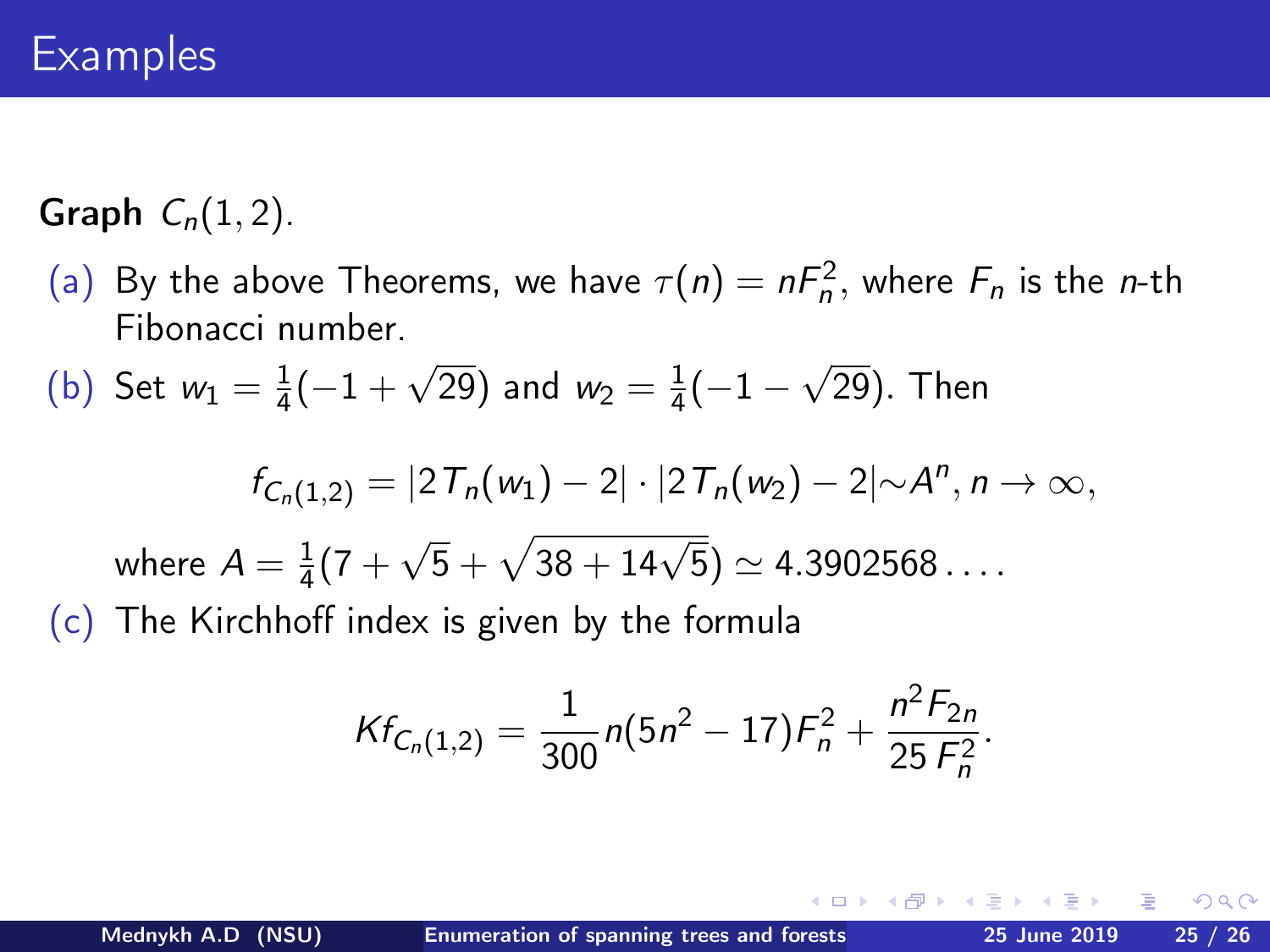## Examples

**Graph** $C_n(1,2)$.

(a) By the above Theorems, we have $\tau(n) = nF_n^2$, where $F_n$ is the $n$-th Fibonacci number.

(b) Set $w_1 = \frac{1}{4}(-1+\sqrt{29})$ and $w_2 = \frac{1}{4}(-1-\sqrt{29})$. Then

$$f_{C_n(1,2)} = |2T_n(w_1) - 2| \cdot |2T_n(w_2) - 2| \sim A^n, n \to \infty,$$

where $A = \frac{1}{4}(7+\sqrt{5}+\sqrt{38+14\sqrt{5}}) \simeq 4.3902568\ldots$.

(c) The Kirchhoff index is given by the formula

$$Kf_{C_n(1,2)} = \frac{1}{300}n(5n^2-17)F_n^2 + \frac{n^2 F_{2n}}{25\, F_n^2}.$$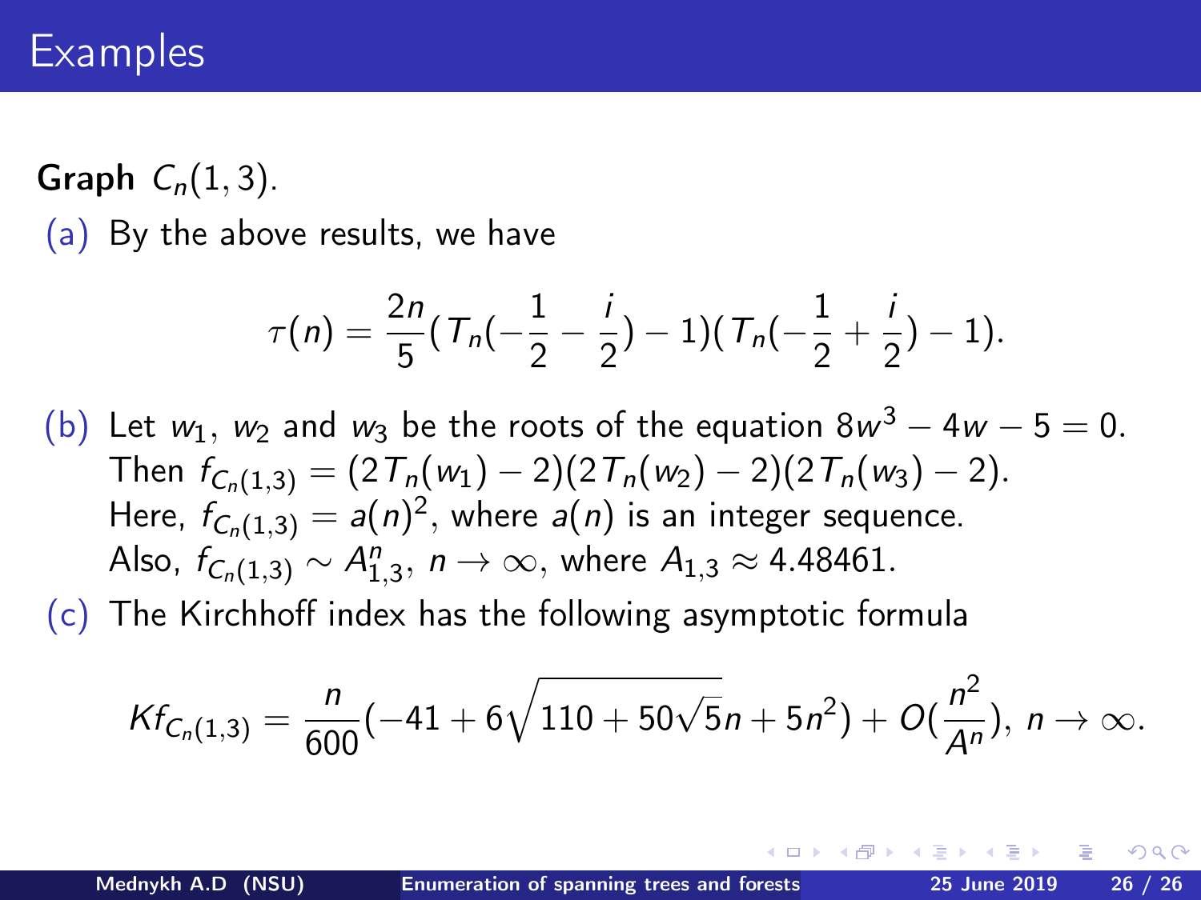# Examples

**Graph** $C_n(1,3)$.

(a) By the above results, we have

$$\tau(n) = \frac{2n}{5}(T_n(-\frac{1}{2} - \frac{i}{2}) - 1)(T_n(-\frac{1}{2} + \frac{i}{2}) - 1).$$

(b) Let $w_1$, $w_2$ and $w_3$ be the roots of the equation $8w^3 - 4w - 5 = 0$. Then $f_{C_n(1,3)} = (2T_n(w_1) - 2)(2T_n(w_2) - 2)(2T_n(w_3) - 2)$. Here, $f_{C_n(1,3)} = a(n)^2$, where $a(n)$ is an integer sequence. Also, $f_{C_n(1,3)} \sim A_{1,3}^n$, $n \to \infty$, where $A_{1,3} \approx 4.48461$.

(c) The Kirchhoff index has the following asymptotic formula

$$Kf_{C_n(1,3)} = \frac{n}{600}(-41 + 6\sqrt{110 + 50\sqrt{5}}n + 5n^2) + O(\frac{n^2}{A^n}),\ n \to \infty.$$